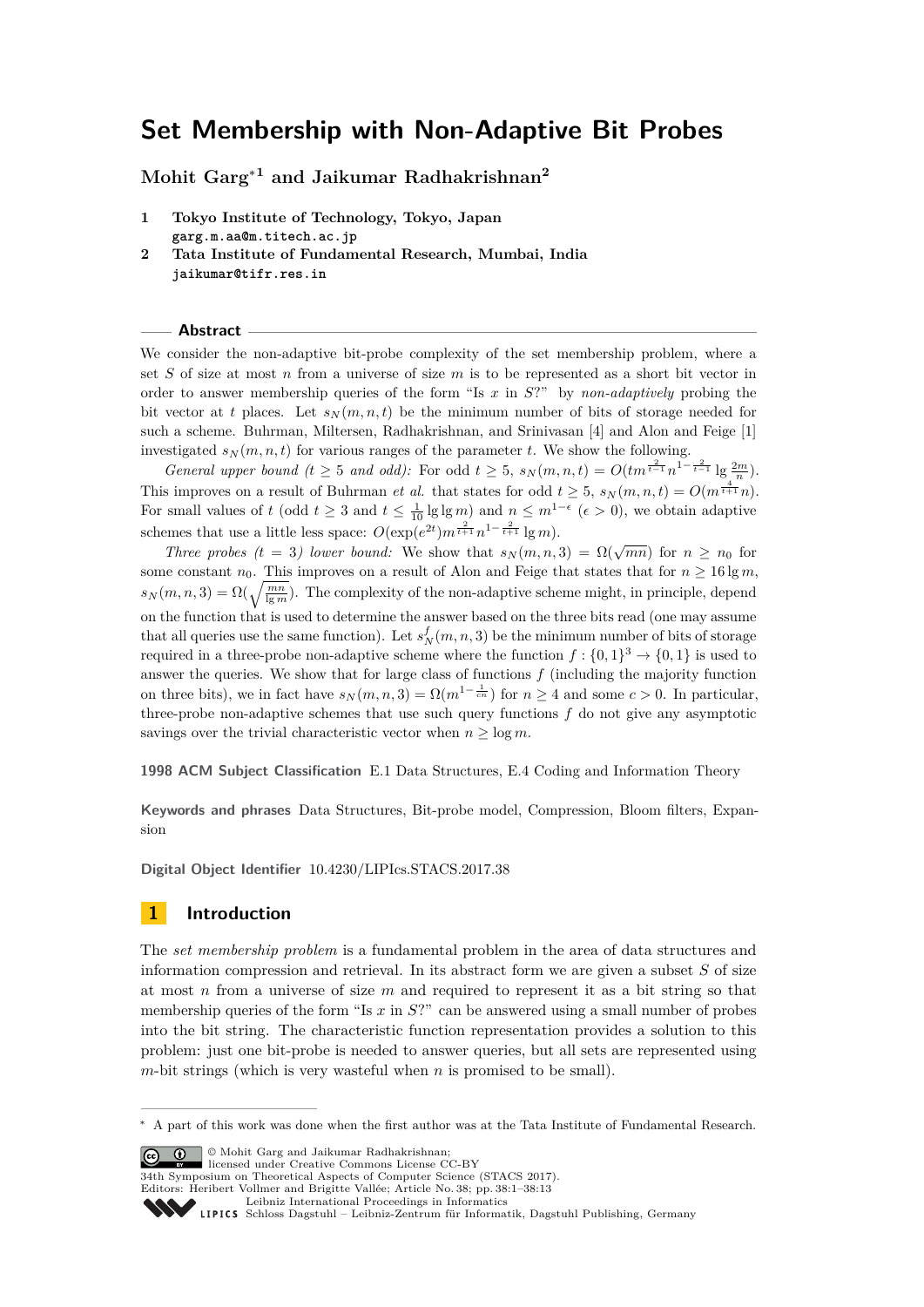# Set Membership with Non-Adaptive Bit Probes

**Mohit Garg**[*1] **and Jaikumar Radhakrishnan**[2]

1 **Tokyo Institute of Technology, Tokyo, Japan**
garg.m.aa@m.titech.ac.jp

2 **Tata Institute of Fundamental Research, Mumbai, India**
jaikumar@tifr.res.in

## Abstract

We consider the non-adaptive bit-probe complexity of the set membership problem, where a set $S$ of size at most $n$ from a universe of size $m$ is to be represented as a short bit vector in order to answer membership queries of the form "Is $x$ in $S$?" by *non-adaptively* probing the bit vector at $t$ places. Let $s_N(m,n,t)$ be the minimum number of bits of storage needed for such a scheme. Buhrman, Miltersen, Radhakrishnan, and Srinivasan [4] and Alon and Feige [1] investigated $s_N(m,n,t)$ for various ranges of the parameter $t$. We show the following.

*General upper bound ($t \geq 5$ and odd):* For odd $t \geq 5$, $s_N(m,n,t) = O(tm^{\frac{2}{t-1}}n^{1-\frac{2}{t-1}}\lg\frac{2m}{n})$. This improves on a result of Buhrman *et al.* that states for odd $t \geq 5$, $s_N(m,n,t) = O(m^{\frac{4}{t+1}}n)$. For small values of $t$ (odd $t \geq 3$ and $t \leq \frac{1}{10}\lg\lg m$) and $n \leq m^{1-\epsilon}$ ($\epsilon > 0$), we obtain adaptive schemes that use a little less space: $O(\exp(e^{2t})m^{\frac{2}{t+1}}n^{1-\frac{2}{t+1}}\lg m)$.

*Three probes ($t = 3$) lower bound:* We show that $s_N(m,n,3) = \Omega(\sqrt{mn})$ for $n \geq n_0$ for some constant $n_0$. This improves on a result of Alon and Feige that states that for $n \geq 16\lg m$, $s_N(m,n,3) = \Omega(\sqrt{\frac{mn}{\lg m}})$. The complexity of the non-adaptive scheme might, in principle, depend on the function that is used to determine the answer based on the three bits read (one may assume that all queries use the same function). Let $s_N^f(m,n,3)$ be the minimum number of bits of storage required in a three-probe non-adaptive scheme where the function $f : \{0,1\}^3 \to \{0,1\}$ is used to answer the queries. We show that for large class of functions $f$ (including the majority function on three bits), we in fact have $s_N(m,n,3) = \Omega(m^{1-\frac{1}{cn}})$ for $n \geq 4$ and some $c > 0$. In particular, three-probe non-adaptive schemes that use such query functions $f$ do not give any asymptotic savings over the trivial characteristic vector when $n \geq \log m$.

**1998 ACM Subject Classification** E.1 Data Structures, E.4 Coding and Information Theory

**Keywords and phrases** Data Structures, Bit-probe model, Compression, Bloom filters, Expansion

**Digital Object Identifier** 10.4230/LIPIcs.STACS.2017.38

## 1 Introduction

The *set membership problem* is a fundamental problem in the area of data structures and information compression and retrieval. In its abstract form we are given a subset $S$ of size at most $n$ from a universe of size $m$ and required to represent it as a bit string so that membership queries of the form "Is $x$ in $S$?" can be answered using a small number of probes into the bit string. The characteristic function representation provides a solution to this problem: just one bit-probe is needed to answer queries, but all sets are represented using $m$-bit strings (which is very wasteful when $n$ is promised to be small).

---

[*] A part of this work was done when the first author was at the Tata Institute of Fundamental Research.

© Mohit Garg and Jaikumar Radhakrishnan;
licensed under Creative Commons License CC-BY
34th Symposium on Theoretical Aspects of Computer Science (STACS 2017).
Editors: Heribert Vollmer and Brigitte Vallée; Article No. 38; pp. 38:1–38:13
Leibniz International Proceedings in Informatics
Schloss Dagstuhl – Leibniz-Zentrum für Informatik, Dagstuhl Publishing, Germany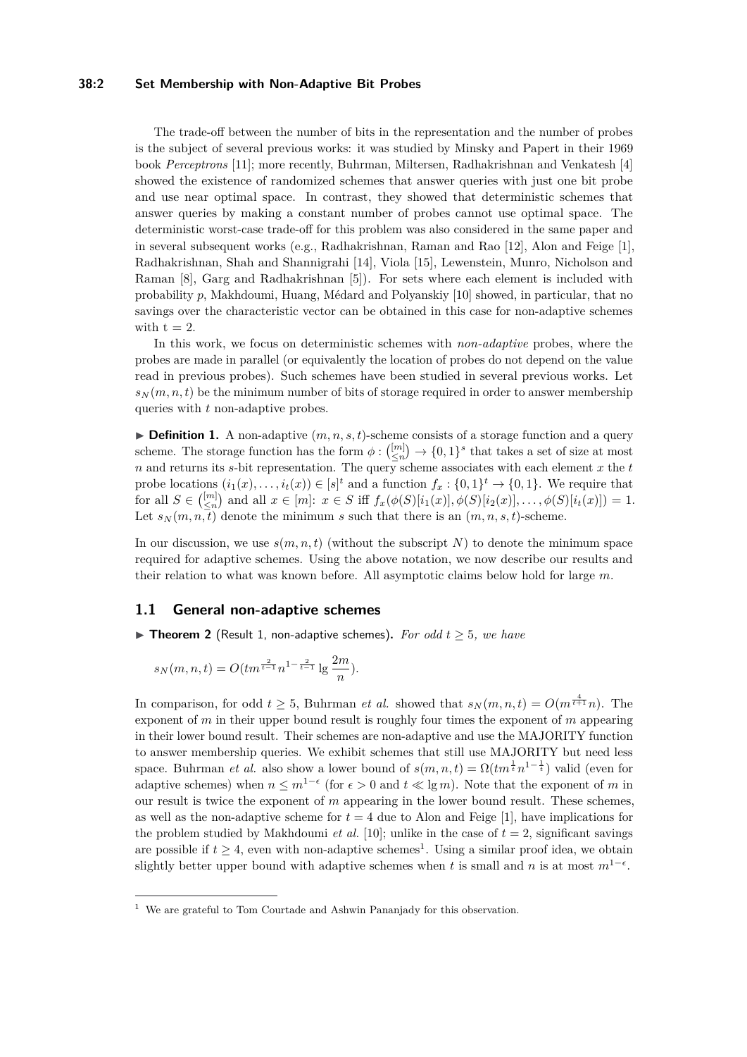The trade-off between the number of bits in the representation and the number of probes is the subject of several previous works: it was studied by Minsky and Papert in their 1969 book *Perceptrons* [11]; more recently, Buhrman, Miltersen, Radhakrishnan and Venkatesh [4] showed the existence of randomized schemes that answer queries with just one bit probe and use near optimal space. In contrast, they showed that deterministic schemes that answer queries by making a constant number of probes cannot use optimal space. The deterministic worst-case trade-off for this problem was also considered in the same paper and in several subsequent works (e.g., Radhakrishnan, Raman and Rao [12], Alon and Feige [1], Radhakrishnan, Shah and Shannigrahi [14], Viola [15], Lewenstein, Munro, Nicholson and Raman [8], Garg and Radhakrishnan [5]). For sets where each element is included with probability $p$, Makhdoumi, Huang, Médard and Polyanskiy [10] showed, in particular, that no savings over the characteristic vector can be obtained in this case for non-adaptive schemes with $t = 2$.

In this work, we focus on deterministic schemes with *non-adaptive* probes, where the probes are made in parallel (or equivalently the location of probes do not depend on the value read in previous probes). Such schemes have been studied in several previous works. Let $s_N(m, n, t)$ be the minimum number of bits of storage required in order to answer membership queries with $t$ non-adaptive probes.

▶ **Definition 1.** A non-adaptive $(m, n, s, t)$-scheme consists of a storage function and a query scheme. The storage function has the form $\phi : \binom{[m]}{\leq n} \to \{0, 1\}^s$ that takes a set of size at most $n$ and returns its $s$-bit representation. The query scheme associates with each element $x$ the $t$ probe locations $(i_1(x), \ldots, i_t(x)) \in [s]^t$ and a function $f_x : \{0, 1\}^t \to \{0, 1\}$. We require that for all $S \in \binom{[m]}{\leq n}$ and all $x \in [m]$: $x \in S$ iff $f_x(\phi(S)[i_1(x)], \phi(S)[i_2(x)], \ldots, \phi(S)[i_t(x)]) = 1$. Let $s_N(m, n, t)$ denote the minimum $s$ such that there is an $(m, n, s, t)$-scheme.

In our discussion, we use $s(m, n, t)$ (without the subscript $N$) to denote the minimum space required for adaptive schemes. Using the above notation, we now describe our results and their relation to what was known before. All asymptotic claims below hold for large $m$.

## 1.1 General non-adaptive schemes

▶ **Theorem 2** (Result 1, non-adaptive schemes). *For odd $t \geq 5$, we have*

$$s_N(m, n, t) = O(tm^{\frac{2}{t-1}} n^{1-\frac{2}{t-1}} \lg \frac{2m}{n}).$$

In comparison, for odd $t \geq 5$, Buhrman *et al.* showed that $s_N(m, n, t) = O(m^{\frac{4}{t+1}} n)$. The exponent of $m$ in their upper bound result is roughly four times the exponent of $m$ appearing in their lower bound result. Their schemes are non-adaptive and use the MAJORITY function to answer membership queries. We exhibit schemes that still use MAJORITY but need less space. Buhrman *et al.* also show a lower bound of $s(m, n, t) = \Omega(tm^{\frac{1}{t}} n^{1-\frac{1}{t}})$ valid (even for adaptive schemes) when $n \leq m^{1-\epsilon}$ (for $\epsilon > 0$ and $t \ll \lg m$). Note that the exponent of $m$ in our result is twice the exponent of $m$ appearing in the lower bound result. These schemes, as well as the non-adaptive scheme for $t = 4$ due to Alon and Feige [1], have implications for the problem studied by Makhdoumi *et al.* [10]; unlike in the case of $t = 2$, significant savings are possible if $t \geq 4$, even with non-adaptive schemes[1]. Using a similar proof idea, we obtain slightly better upper bound with adaptive schemes when $t$ is small and $n$ is at most $m^{1-\epsilon}$.

[1] We are grateful to Tom Courtade and Ashwin Pananjady for this observation.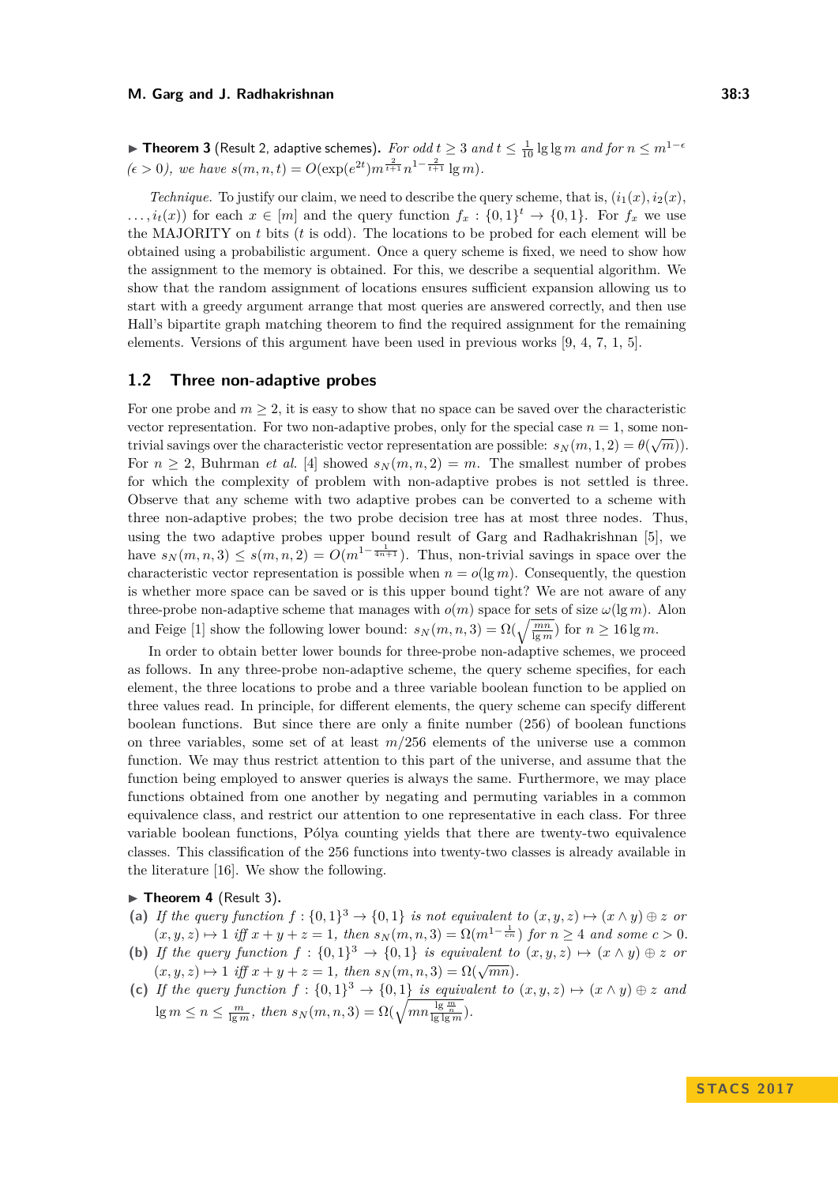▶ **Theorem 3** (Result 2, adaptive schemes). *For odd $t \geq 3$ and $t \leq \frac{1}{10} \lg \lg m$ and for $n \leq m^{1-\epsilon}$ ($\epsilon > 0$), we have $s(m,n,t) = O(\exp(e^{2t}) m^{\frac{2}{t+1}} n^{1-\frac{2}{t+1}} \lg m)$.*

*Technique.* To justify our claim, we need to describe the query scheme, that is, $(i_1(x), i_2(x), \ldots, i_t(x))$ for each $x \in [m]$ and the query function $f_x : \{0,1\}^t \to \{0,1\}$. For $f_x$ we use the MAJORITY on $t$ bits ($t$ is odd). The locations to be probed for each element will be obtained using a probabilistic argument. Once a query scheme is fixed, we need to show how the assignment to the memory is obtained. For this, we describe a sequential algorithm. We show that the random assignment of locations ensures sufficient expansion allowing us to start with a greedy argument arrange that most queries are answered correctly, and then use Hall's bipartite graph matching theorem to find the required assignment for the remaining elements. Versions of this argument have been used in previous works [9, 4, 7, 1, 5].

## 1.2 Three non-adaptive probes

For one probe and $m \geq 2$, it is easy to show that no space can be saved over the characteristic vector representation. For two non-adaptive probes, only for the special case $n = 1$, some non-trivial savings over the characteristic vector representation are possible: $s_N(m,1,2) = \theta(\sqrt{m})$). For $n \geq 2$, Buhrman *et al.* [4] showed $s_N(m,n,2) = m$. The smallest number of probes for which the complexity of problem with non-adaptive probes is not settled is three. Observe that any scheme with two adaptive probes can be converted to a scheme with three non-adaptive probes; the two probe decision tree has at most three nodes. Thus, using the two adaptive probes upper bound result of Garg and Radhakrishnan [5], we have $s_N(m,n,3) \leq s(m,n,2) = O(m^{1-\frac{1}{4n+1}})$. Thus, non-trivial savings in space over the characteristic vector representation is possible when $n = o(\lg m)$. Consequently, the question is whether more space can be saved or is this upper bound tight? We are not aware of any three-probe non-adaptive scheme that manages with $o(m)$ space for sets of size $\omega(\lg m)$. Alon and Feige [1] show the following lower bound: $s_N(m,n,3) = \Omega(\sqrt{\frac{mn}{\lg m}})$ for $n \geq 16 \lg m$.

In order to obtain better lower bounds for three-probe non-adaptive schemes, we proceed as follows. In any three-probe non-adaptive scheme, the query scheme specifies, for each element, the three locations to probe and a three variable boolean function to be applied on three values read. In principle, for different elements, the query scheme can specify different boolean functions. But since there are only a finite number (256) of boolean functions on three variables, some set of at least $m/256$ elements of the universe use a common function. We may thus restrict attention to this part of the universe, and assume that the function being employed to answer queries is always the same. Furthermore, we may place functions obtained from one another by negating and permuting variables in a common equivalence class, and restrict our attention to one representative in each class. For three variable boolean functions, Pólya counting yields that there are twenty-two equivalence classes. This classification of the 256 functions into twenty-two classes is already available in the literature [16]. We show the following.

▶ **Theorem 4** (Result 3).

**(a)** *If the query function $f : \{0,1\}^3 \to \{0,1\}$ is not equivalent to $(x,y,z) \mapsto (x \wedge y) \oplus z$ or $(x,y,z) \mapsto 1$ iff $x+y+z = 1$, then $s_N(m,n,3) = \Omega(m^{1-\frac{1}{cn}})$ for $n \geq 4$ and some $c > 0$.*

**(b)** *If the query function $f : \{0,1\}^3 \to \{0,1\}$ is equivalent to $(x,y,z) \mapsto (x \wedge y) \oplus z$ or $(x,y,z) \mapsto 1$ iff $x+y+z = 1$, then $s_N(m,n,3) = \Omega(\sqrt{mn})$.*

**(c)** *If the query function $f : \{0,1\}^3 \to \{0,1\}$ is equivalent to $(x,y,z) \mapsto (x \wedge y) \oplus z$ and $\lg m \leq n \leq \frac{m}{\lg m}$, then $s_N(m,n,3) = \Omega(\sqrt{mn \frac{\lg \frac{m}{n}}{\lg \lg m}})$.*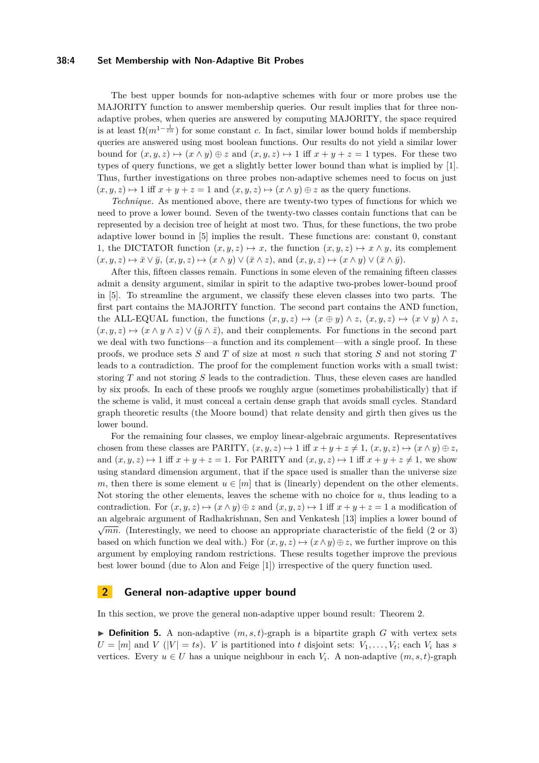The best upper bounds for non-adaptive schemes with four or more probes use the MAJORITY function to answer membership queries. Our result implies that for three non-adaptive probes, when queries are answered by computing MAJORITY, the space required is at least $\Omega(m^{1-\frac{1}{cn}})$ for some constant $c$. In fact, similar lower bound holds if membership queries are answered using most boolean functions. Our results do not yield a similar lower bound for $(x, y, z) \mapsto (x \wedge y) \oplus z$ and $(x, y, z) \mapsto 1$ iff $x + y + z = 1$ types. For these two types of query functions, we get a slightly better lower bound than what is implied by [1]. Thus, further investigations on three probes non-adaptive schemes need to focus on just $(x, y, z) \mapsto 1$ iff $x + y + z = 1$ and $(x, y, z) \mapsto (x \wedge y) \oplus z$ as the query functions.

*Technique.* As mentioned above, there are twenty-two types of functions for which we need to prove a lower bound. Seven of the twenty-two classes contain functions that can be represented by a decision tree of height at most two. Thus, for these functions, the two probe adaptive lower bound in [5] implies the result. These functions are: constant 0, constant 1, the DICTATOR function $(x, y, z) \mapsto x$, the function $(x, y, z) \mapsto x \wedge y$, its complement $(x, y, z) \mapsto \bar{x} \vee \bar{y}$, $(x, y, z) \mapsto (x \wedge y) \vee (\bar{x} \wedge z)$, and $(x, y, z) \mapsto (x \wedge y) \vee (\bar{x} \wedge \bar{y})$.

After this, fifteen classes remain. Functions in some eleven of the remaining fifteen classes admit a density argument, similar in spirit to the adaptive two-probes lower-bound proof in [5]. To streamline the argument, we classify these eleven classes into two parts. The first part contains the MAJORITY function. The second part contains the AND function, the ALL-EQUAL function, the functions $(x, y, z) \mapsto (x \oplus y) \wedge z$, $(x, y, z) \mapsto (x \vee y) \wedge z$, $(x, y, z) \mapsto (x \wedge y \wedge z) \vee (\bar{y} \wedge \bar{z})$, and their complements. For functions in the second part we deal with two functions—a function and its complement—with a single proof. In these proofs, we produce sets $S$ and $T$ of size at most $n$ such that storing $S$ and not storing $T$ leads to a contradiction. The proof for the complement function works with a small twist: storing $T$ and not storing $S$ leads to the contradiction. Thus, these eleven cases are handled by six proofs. In each of these proofs we roughly argue (sometimes probabilistically) that if the scheme is valid, it must conceal a certain dense graph that avoids small cycles. Standard graph theoretic results (the Moore bound) that relate density and girth then gives us the lower bound.

For the remaining four classes, we employ linear-algebraic arguments. Representatives chosen from these classes are PARITY, $(x, y, z) \mapsto 1$ iff $x + y + z \neq 1$, $(x, y, z) \mapsto (x \wedge y) \oplus z$, and $(x, y, z) \mapsto 1$ iff $x + y + z = 1$. For PARITY and $(x, y, z) \mapsto 1$ iff $x + y + z \neq 1$, we show using standard dimension argument, that if the space used is smaller than the universe size $m$, then there is some element $u \in [m]$ that is (linearly) dependent on the other elements. Not storing the other elements, leaves the scheme with no choice for $u$, thus leading to a contradiction. For $(x, y, z) \mapsto (x \wedge y) \oplus z$ and $(x, y, z) \mapsto 1$ iff $x + y + z = 1$ a modification of an algebraic argument of Radhakrishnan, Sen and Venkatesh [13] implies a lower bound of $\sqrt{mn}$. (Interestingly, we need to choose an appropriate characteristic of the field (2 or 3) based on which function we deal with.) For $(x, y, z) \mapsto (x \wedge y) \oplus z$, we further improve on this argument by employing random restrictions. These results together improve the previous best lower bound (due to Alon and Feige [1]) irrespective of the query function used.

## 2 General non-adaptive upper bound

In this section, we prove the general non-adaptive upper bound result: Theorem 2.

▶ **Definition 5.** A non-adaptive $(m, s, t)$-graph is a bipartite graph $G$ with vertex sets $U = [m]$ and $V$ ($|V| = ts$). $V$ is partitioned into $t$ disjoint sets: $V_1, \ldots, V_t$; each $V_i$ has $s$ vertices. Every $u \in U$ has a unique neighbour in each $V_i$. A non-adaptive $(m, s, t)$-graph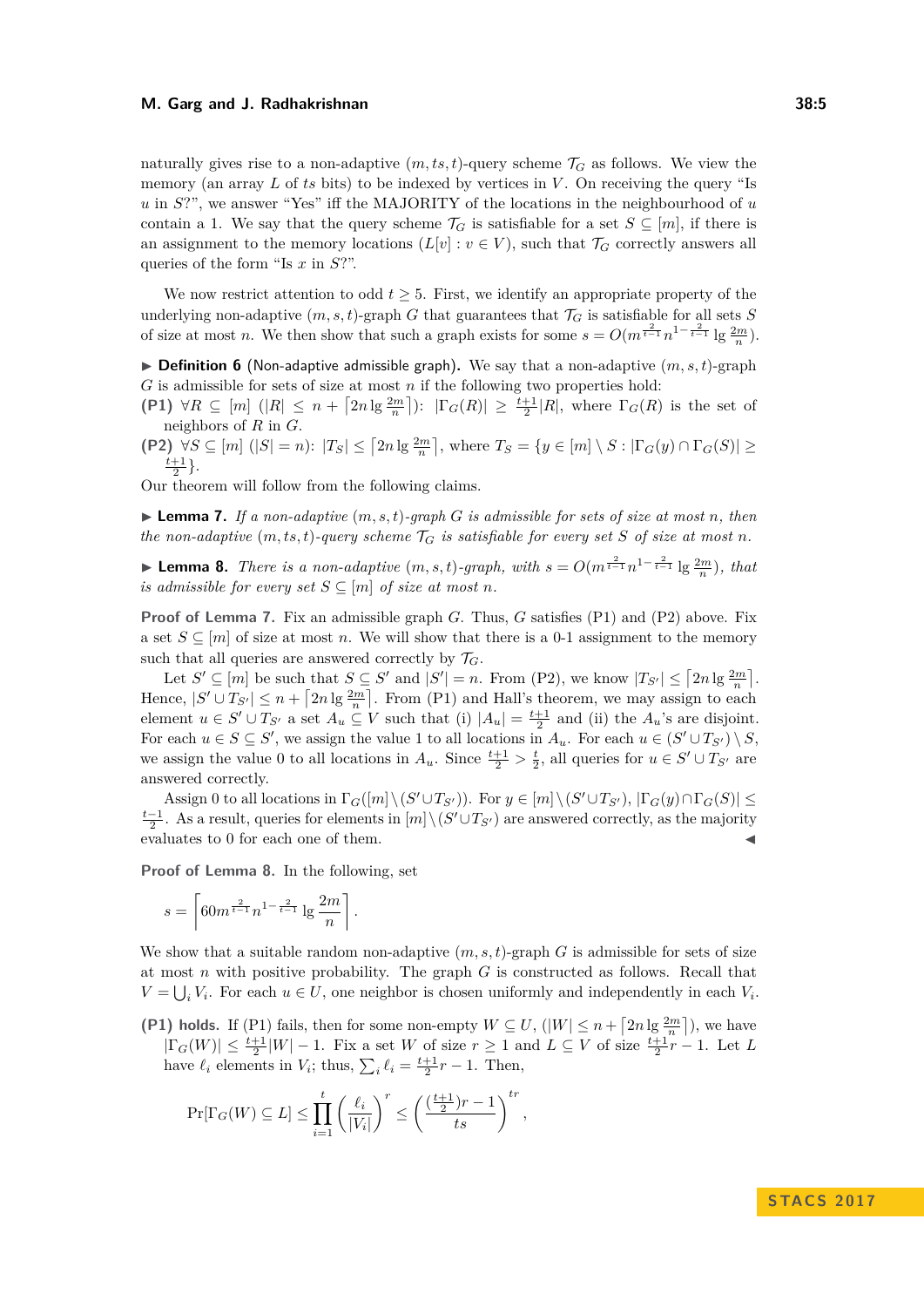naturally gives rise to a non-adaptive $(m, ts, t)$-query scheme $\mathcal{T}_G$ as follows. We view the memory (an array $L$ of $ts$ bits) to be indexed by vertices in $V$. On receiving the query "Is $u$ in $S$?", we answer "Yes" iff the MAJORITY of the locations in the neighbourhood of $u$ contain a 1. We say that the query scheme $\mathcal{T}_G$ is satisfiable for a set $S \subseteq [m]$, if there is an assignment to the memory locations $(L[v] : v \in V)$, such that $\mathcal{T}_G$ correctly answers all queries of the form "Is $x$ in $S$?".

We now restrict attention to odd $t \geq 5$. First, we identify an appropriate property of the underlying non-adaptive $(m, s, t)$-graph $G$ that guarantees that $\mathcal{T}_G$ is satisfiable for all sets $S$ of size at most $n$. We then show that such a graph exists for some $s = O(m^{\frac{2}{t-1}} n^{1-\frac{2}{t-1}} \lg \frac{2m}{n})$.

▶ **Definition 6** (Non-adaptive admissible graph). We say that a non-adaptive $(m, s, t)$-graph $G$ is admissible for sets of size at most $n$ if the following two properties hold:

**(P1)** $\forall R \subseteq [m]$ $(|R| \leq n + \lceil 2n \lg \frac{2m}{n} \rceil)$: $|\Gamma_G(R)| \geq \frac{t+1}{2}|R|$, where $\Gamma_G(R)$ is the set of neighbors of $R$ in $G$.

**(P2)** $\forall S \subseteq [m]$ $(|S| = n)$: $|T_S| \leq \lceil 2n \lg \frac{2m}{n} \rceil$, where $T_S = \{y \in [m] \setminus S : |\Gamma_G(y) \cap \Gamma_G(S)| \geq \frac{t+1}{2}\}$.

Our theorem will follow from the following claims.

▶ **Lemma 7.** *If a non-adaptive $(m, s, t)$-graph $G$ is admissible for sets of size at most $n$, then the non-adaptive $(m, ts, t)$-query scheme $\mathcal{T}_G$ is satisfiable for every set $S$ of size at most $n$.*

▶ **Lemma 8.** *There is a non-adaptive $(m, s, t)$-graph, with $s = O(m^{\frac{2}{t-1}} n^{1-\frac{2}{t-1}} \lg \frac{2m}{n})$, that is admissible for every set $S \subseteq [m]$ of size at most $n$.*

**Proof of Lemma 7.** Fix an admissible graph $G$. Thus, $G$ satisfies (P1) and (P2) above. Fix a set $S \subseteq [m]$ of size at most $n$. We will show that there is a 0-1 assignment to the memory such that all queries are answered correctly by $\mathcal{T}_G$.

Let $S' \subseteq [m]$ be such that $S \subseteq S'$ and $|S'| = n$. From (P2), we know $|T_{S'}| \leq \lceil 2n \lg \frac{2m}{n} \rceil$. Hence, $|S' \cup T_{S'}| \leq n + \lceil 2n \lg \frac{2m}{n} \rceil$. From (P1) and Hall's theorem, we may assign to each element $u \in S' \cup T_{S'}$ a set $A_u \subseteq V$ such that (i) $|A_u| = \frac{t+1}{2}$ and (ii) the $A_u$'s are disjoint. For each $u \in S \subseteq S'$, we assign the value 1 to all locations in $A_u$. For each $u \in (S' \cup T_{S'}) \setminus S$, we assign the value 0 to all locations in $A_u$. Since $\frac{t+1}{2} > \frac{t}{2}$, all queries for $u \in S' \cup T_{S'}$ are answered correctly.

Assign 0 to all locations in $\Gamma_G([m] \setminus (S' \cup T_{S'}))$. For $y \in [m] \setminus (S' \cup T_{S'})$, $|\Gamma_G(y) \cap \Gamma_G(S)| \leq \frac{t-1}{2}$. As a result, queries for elements in $[m] \setminus (S' \cup T_{S'})$ are answered correctly, as the majority evaluates to 0 for each one of them. ◀

**Proof of Lemma 8.** In the following, set

$$s = \left\lceil 60 m^{\frac{2}{t-1}} n^{1-\frac{2}{t-1}} \lg \frac{2m}{n} \right\rceil.$$

We show that a suitable random non-adaptive $(m, s, t)$-graph $G$ is admissible for sets of size at most $n$ with positive probability. The graph $G$ is constructed as follows. Recall that $V = \bigcup_i V_i$. For each $u \in U$, one neighbor is chosen uniformly and independently in each $V_i$.

**(P1) holds.** If (P1) fails, then for some non-empty $W \subseteq U$, $(|W| \leq n + \lceil 2n \lg \frac{2m}{n} \rceil)$, we have $|\Gamma_G(W)| \leq \frac{t+1}{2}|W| - 1$. Fix a set $W$ of size $r \geq 1$ and $L \subseteq V$ of size $\frac{t+1}{2}r - 1$. Let $L$ have $\ell_i$ elements in $V_i$; thus, $\sum_i \ell_i = \frac{t+1}{2}r - 1$. Then,

$$\Pr[\Gamma_G(W) \subseteq L] \leq \prod_{i=1}^{t} \left(\frac{\ell_i}{|V_i|}\right)^r \leq \left(\frac{(\frac{t+1}{2})r - 1}{ts}\right)^{tr},$$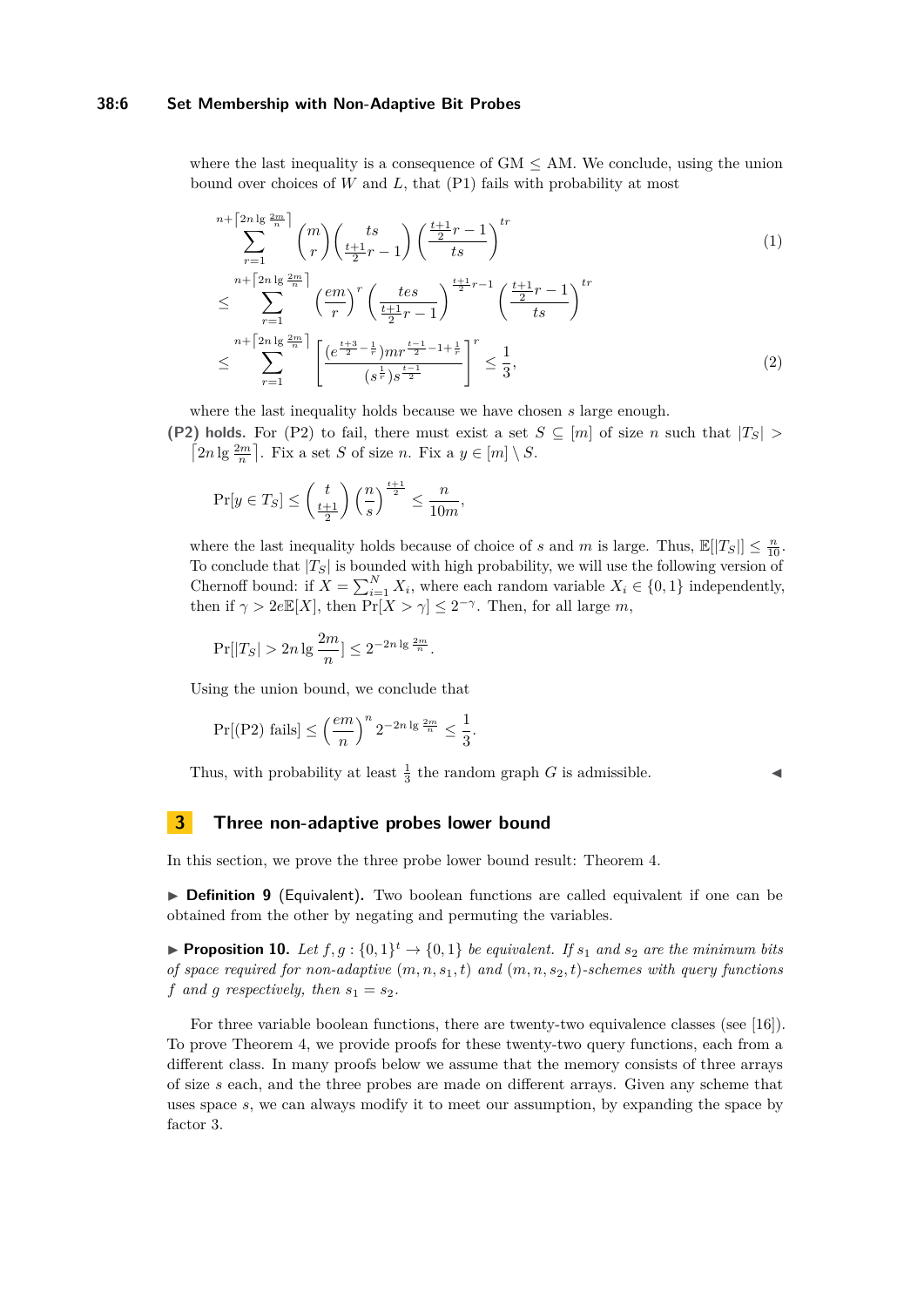where the last inequality is a consequence of GM $\leq$ AM. We conclude, using the union bound over choices of $W$ and $L$, that (P1) fails with probability at most

$$\sum_{r=1}^{n+\lceil 2n\lg\frac{2m}{n}\rceil} \binom{m}{r}\binom{ts}{\frac{t+1}{2}r-1}\left(\frac{\frac{t+1}{2}r-1}{ts}\right)^{tr} \tag{1}$$

$$\leq \sum_{r=1}^{n+\lceil 2n\lg\frac{2m}{n}\rceil} \left(\frac{em}{r}\right)^{r}\left(\frac{tes}{\frac{t+1}{2}r-1}\right)^{\frac{t+1}{2}r-1}\left(\frac{\frac{t+1}{2}r-1}{ts}\right)^{tr}$$

$$\leq \sum_{r=1}^{n+\lceil 2n\lg\frac{2m}{n}\rceil} \left[\frac{(e^{\frac{t+3}{2}-\frac{1}{r}})mr^{\frac{t-1}{2}-1+\frac{1}{r}}}{(s^{\frac{1}{r}})s^{\frac{t-1}{2}}}\right]^{r} \leq \frac{1}{3}, \tag{2}$$

where the last inequality holds because we have chosen $s$ large enough.

**(P2) holds.** For (P2) to fail, there must exist a set $S \subseteq [m]$ of size $n$ such that $|T_S| > \lceil 2n\lg\frac{2m}{n}\rceil$. Fix a set $S$ of size $n$. Fix a $y \in [m]\setminus S$.

$$\Pr[y \in T_S] \leq \binom{t}{\frac{t+1}{2}}\left(\frac{n}{s}\right)^{\frac{t+1}{2}} \leq \frac{n}{10m},$$

where the last inequality holds because of choice of $s$ and $m$ is large. Thus, $\mathbb{E}[|T_S|] \leq \frac{n}{10}$. To conclude that $|T_S|$ is bounded with high probability, we will use the following version of Chernoff bound: if $X = \sum_{i=1}^{N} X_i$, where each random variable $X_i \in \{0,1\}$ independently, then if $\gamma > 2e\mathbb{E}[X]$, then $\Pr[X > \gamma] \leq 2^{-\gamma}$. Then, for all large $m$,

$$\Pr[|T_S| > 2n\lg\frac{2m}{n}] \leq 2^{-2n\lg\frac{2m}{n}}.$$

Using the union bound, we conclude that

$$\Pr[\text{(P2) fails}] \leq \left(\frac{em}{n}\right)^{n} 2^{-2n\lg\frac{2m}{n}} \leq \frac{1}{3}.$$

Thus, with probability at least $\frac{1}{3}$ the random graph $G$ is admissible. ◀

## 3 Three non-adaptive probes lower bound

In this section, we prove the three probe lower bound result: Theorem 4.

▶ **Definition 9** (Equivalent). Two boolean functions are called equivalent if one can be obtained from the other by negating and permuting the variables.

▶ **Proposition 10.** *Let $f, g : \{0,1\}^t \to \{0,1\}$ be equivalent. If $s_1$ and $s_2$ are the minimum bits of space required for non-adaptive $(m, n, s_1, t)$ and $(m, n, s_2, t)$-schemes with query functions $f$ and $g$ respectively, then $s_1 = s_2$.*

For three variable boolean functions, there are twenty-two equivalence classes (see [16]). To prove Theorem 4, we provide proofs for these twenty-two query functions, each from a different class. In many proofs below we assume that the memory consists of three arrays of size $s$ each, and the three probes are made on different arrays. Given any scheme that uses space $s$, we can always modify it to meet our assumption, by expanding the space by factor 3.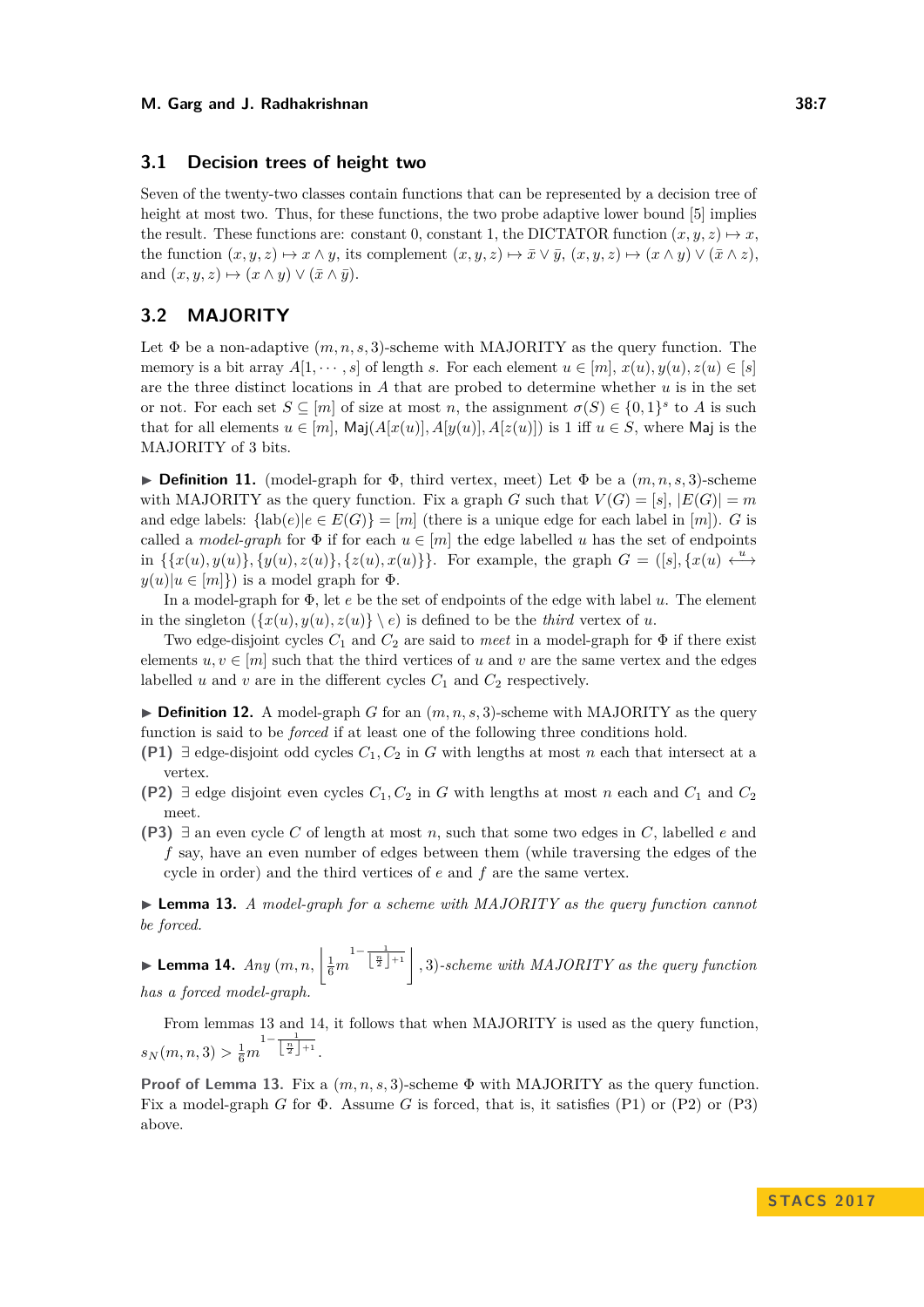### 3.1 Decision trees of height two

Seven of the twenty-two classes contain functions that can be represented by a decision tree of height at most two. Thus, for these functions, the two probe adaptive lower bound [5] implies the result. These functions are: constant 0, constant 1, the DICTATOR function $(x, y, z) \mapsto x$, the function $(x, y, z) \mapsto x \wedge y$, its complement $(x, y, z) \mapsto \bar{x} \vee \bar{y}$, $(x, y, z) \mapsto (x \wedge y) \vee (\bar{x} \wedge z)$, and $(x, y, z) \mapsto (x \wedge y) \vee (\bar{x} \wedge \bar{y})$.

### 3.2 MAJORITY

Let $\Phi$ be a non-adaptive $(m, n, s, 3)$-scheme with MAJORITY as the query function. The memory is a bit array $A[1, \cdots, s]$ of length $s$. For each element $u \in [m]$, $x(u), y(u), z(u) \in [s]$ are the three distinct locations in $A$ that are probed to determine whether $u$ is in the set or not. For each set $S \subseteq [m]$ of size at most $n$, the assignment $\sigma(S) \in \{0,1\}^s$ to $A$ is such that for all elements $u \in [m]$, $\mathsf{Maj}(A[x(u)], A[y(u)], A[z(u)])$ is 1 iff $u \in S$, where $\mathsf{Maj}$ is the MAJORITY of 3 bits.

▶ **Definition 11.** (model-graph for $\Phi$, third vertex, meet) Let $\Phi$ be a $(m, n, s, 3)$-scheme with MAJORITY as the query function. Fix a graph $G$ such that $V(G) = [s]$, $|E(G)| = m$ and edge labels: $\{\mathrm{lab}(e) | e \in E(G)\} = [m]$ (there is a unique edge for each label in $[m]$). $G$ is called a *model-graph* for $\Phi$ if for each $u \in [m]$ the edge labelled $u$ has the set of endpoints in $\{\{x(u), y(u)\}, \{y(u), z(u)\}, \{z(u), x(u)\}\}$. For example, the graph $G = ([s], \{x(u) \overset{u}{\longleftrightarrow} y(u) | u \in [m]\})$ is a model graph for $\Phi$.

In a model-graph for $\Phi$, let $e$ be the set of endpoints of the edge with label $u$. The element in the singleton $(\{x(u), y(u), z(u)\} \setminus e)$ is defined to be the *third* vertex of $u$.

Two edge-disjoint cycles $C_1$ and $C_2$ are said to *meet* in a model-graph for $\Phi$ if there exist elements $u, v \in [m]$ such that the third vertices of $u$ and $v$ are the same vertex and the edges labelled $u$ and $v$ are in the different cycles $C_1$ and $C_2$ respectively.

▶ **Definition 12.** A model-graph $G$ for an $(m, n, s, 3)$-scheme with MAJORITY as the query function is said to be *forced* if at least one of the following three conditions hold.

**(P1)** $\exists$ edge-disjoint odd cycles $C_1, C_2$ in $G$ with lengths at most $n$ each that intersect at a vertex.

**(P2)** $\exists$ edge disjoint even cycles $C_1, C_2$ in $G$ with lengths at most $n$ each and $C_1$ and $C_2$ meet.

**(P3)** $\exists$ an even cycle $C$ of length at most $n$, such that some two edges in $C$, labelled $e$ and $f$ say, have an even number of edges between them (while traversing the edges of the cycle in order) and the third vertices of $e$ and $f$ are the same vertex.

▶ **Lemma 13.** *A model-graph for a scheme with MAJORITY as the query function cannot be forced.*

▶ **Lemma 14.** *Any* $(m, n, \left\lfloor \frac{1}{6} m^{1 - \frac{1}{\lfloor \frac{n}{2} \rfloor + 1}} \right\rfloor, 3)$*-scheme with MAJORITY as the query function has a forced model-graph.*

From lemmas 13 and 14, it follows that when MAJORITY is used as the query function, $s_N(m, n, 3) > \frac{1}{6} m^{1 - \frac{1}{\lfloor \frac{n}{2} \rfloor + 1}}$.

**Proof of Lemma 13.** Fix a $(m, n, s, 3)$-scheme $\Phi$ with MAJORITY as the query function. Fix a model-graph $G$ for $\Phi$. Assume $G$ is forced, that is, it satisfies (P1) or (P2) or (P3) above.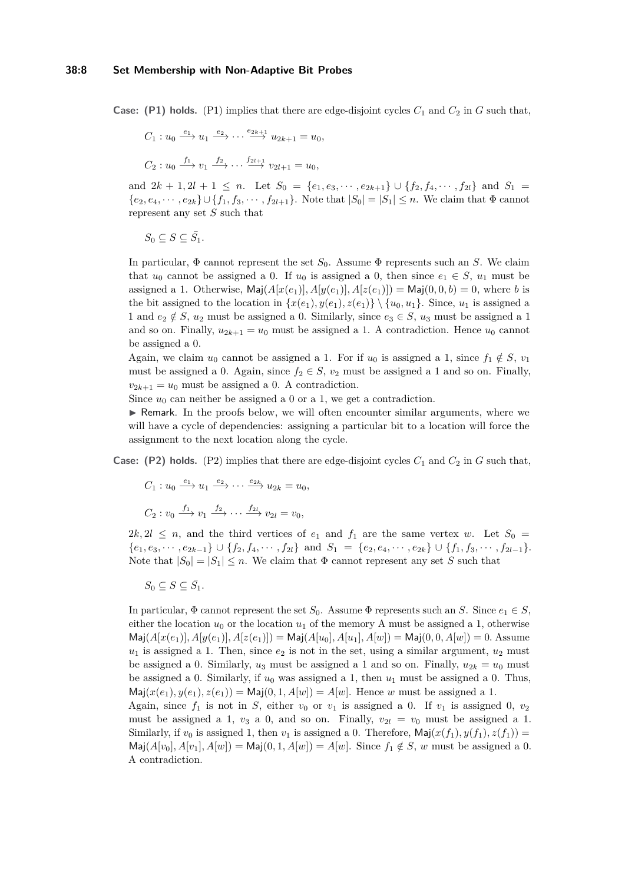**Case: (P1) holds.** (P1) implies that there are edge-disjoint cycles $C_1$ and $C_2$ in $G$ such that,

$$C_1 : u_0 \xrightarrow{e_1} u_1 \xrightarrow{e_2} \cdots \xrightarrow{e_{2k+1}} u_{2k+1} = u_0,$$

$$C_2 : u_0 \xrightarrow{f_1} v_1 \xrightarrow{f_2} \cdots \xrightarrow{f_{2l+1}} v_{2l+1} = u_0,$$

and $2k+1, 2l+1 \leq n$. Let $S_0 = \{e_1, e_3, \cdots, e_{2k+1}\} \cup \{f_2, f_4, \cdots, f_{2l}\}$ and $S_1 = \{e_2, e_4, \cdots, e_{2k}\} \cup \{f_1, f_3, \cdots, f_{2l+1}\}$. Note that $|S_0| = |S_1| \leq n$. We claim that $\Phi$ cannot represent any set $S$ such that

$$S_0 \subseteq S \subseteq \bar{S}_1.$$

In particular, $\Phi$ cannot represent the set $S_0$. Assume $\Phi$ represents such an $S$. We claim that $u_0$ cannot be assigned a 0. If $u_0$ is assigned a 0, then since $e_1 \in S$, $u_1$ must be assigned a 1. Otherwise, $\mathsf{Maj}(A[x(e_1)], A[y(e_1)], A[z(e_1)]) = \mathsf{Maj}(0, 0, b) = 0$, where $b$ is the bit assigned to the location in $\{x(e_1), y(e_1), z(e_1)\} \setminus \{u_0, u_1\}$. Since, $u_1$ is assigned a 1 and $e_2 \notin S$, $u_2$ must be assigned a 0. Similarly, since $e_3 \in S$, $u_3$ must be assigned a 1 and so on. Finally, $u_{2k+1} = u_0$ must be assigned a 1. A contradiction. Hence $u_0$ cannot be assigned a 0.

Again, we claim $u_0$ cannot be assigned a 1. For if $u_0$ is assigned a 1, since $f_1 \notin S$, $v_1$ must be assigned a 0. Again, since $f_2 \in S$, $v_2$ must be assigned a 1 and so on. Finally, $v_{2k+1} = u_0$ must be assigned a 0. A contradiction.

Since $u_0$ can neither be assigned a 0 or a 1, we get a contradiction.

► Remark. In the proofs below, we will often encounter similar arguments, where we will have a cycle of dependencies: assigning a particular bit to a location will force the assignment to the next location along the cycle.

**Case: (P2) holds.** (P2) implies that there are edge-disjoint cycles $C_1$ and $C_2$ in $G$ such that,

$$C_1 : u_0 \xrightarrow{e_1} u_1 \xrightarrow{e_2} \cdots \xrightarrow{e_{2k}} u_{2k} = u_0,$$

$$C_2 : v_0 \xrightarrow{f_1} v_1 \xrightarrow{f_2} \cdots \xrightarrow{f_{2l}} v_{2l} = v_0,$$

$2k, 2l \leq n$, and the third vertices of $e_1$ and $f_1$ are the same vertex $w$. Let $S_0 = \{e_1, e_3, \cdots, e_{2k-1}\} \cup \{f_2, f_4, \cdots, f_{2l}\}$ and $S_1 = \{e_2, e_4, \cdots, e_{2k}\} \cup \{f_1, f_3, \cdots, f_{2l-1}\}$. Note that $|S_0| = |S_1| \leq n$. We claim that $\Phi$ cannot represent any set $S$ such that

$$S_0 \subseteq S \subseteq \bar{S}_1.$$

In particular, $\Phi$ cannot represent the set $S_0$. Assume $\Phi$ represents such an $S$. Since $e_1 \in S$, either the location $u_0$ or the location $u_1$ of the memory A must be assigned a 1, otherwise $\mathsf{Maj}(A[x(e_1)], A[y(e_1)], A[z(e_1)]) = \mathsf{Maj}(A[u_0], A[u_1], A[w]) = \mathsf{Maj}(0, 0, A[w]) = 0$. Assume $u_1$ is assigned a 1. Then, since $e_2$ is not in the set, using a similar argument, $u_2$ must be assigned a 0. Similarly, $u_3$ must be assigned a 1 and so on. Finally, $u_{2k} = u_0$ must be assigned a 0. Similarly, if $u_0$ was assigned a 1, then $u_1$ must be assigned a 0. Thus, $\mathsf{Maj}(x(e_1), y(e_1), z(e_1)) = \mathsf{Maj}(0, 1, A[w]) = A[w]$. Hence $w$ must be assigned a 1.

Again, since $f_1$ is not in $S$, either $v_0$ or $v_1$ is assigned a 0. If $v_1$ is assigned 0, $v_2$ must be assigned a 1, $v_3$ a 0, and so on. Finally, $v_{2l} = v_0$ must be assigned a 1. Similarly, if $v_0$ is assigned 1, then $v_1$ is assigned a 0. Therefore, $\mathsf{Maj}(x(f_1), y(f_1), z(f_1)) = \mathsf{Maj}(A[v_0], A[v_1], A[w]) = \mathsf{Maj}(0, 1, A[w]) = A[w]$. Since $f_1 \notin S$, $w$ must be assigned a 0. A contradiction.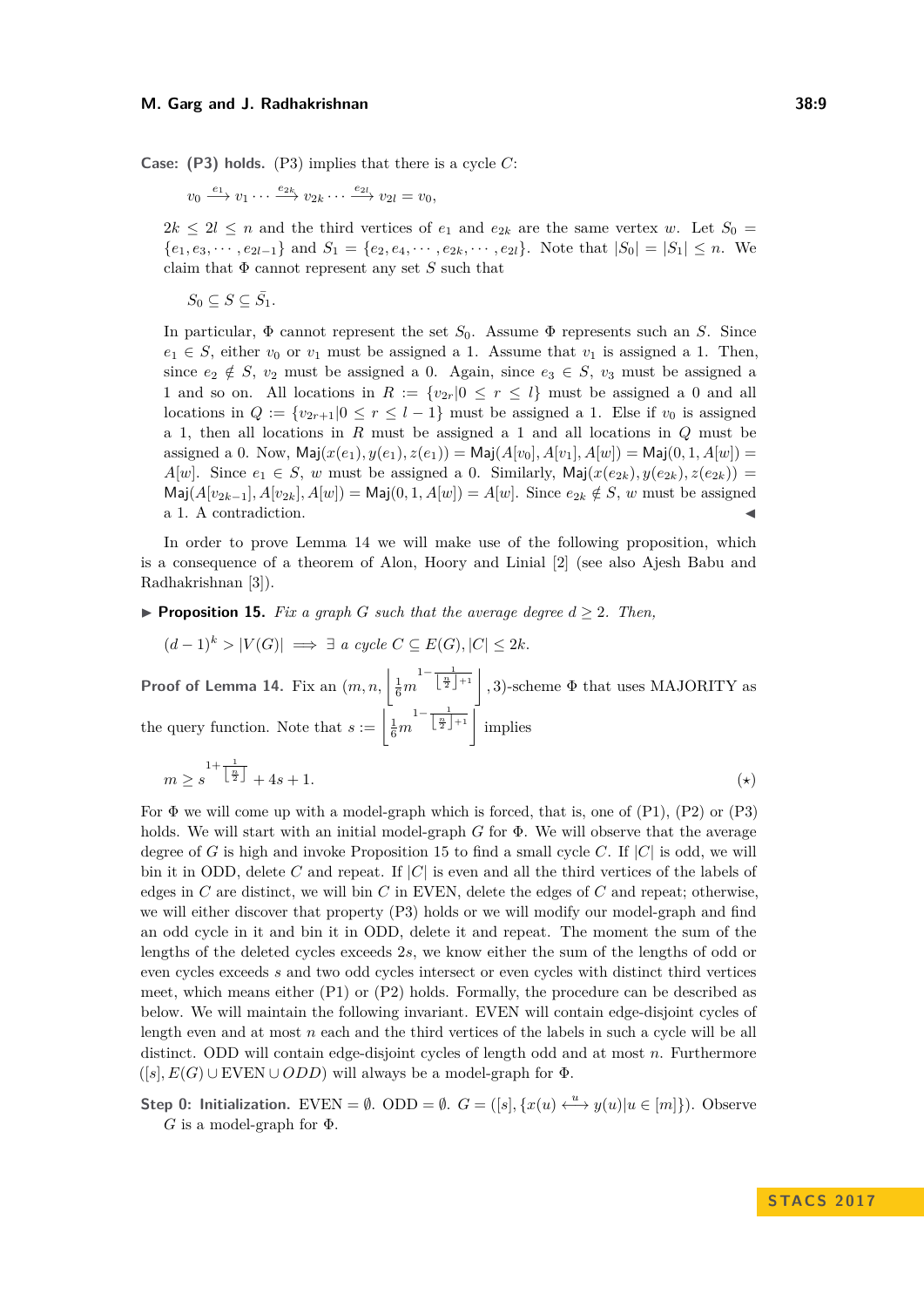**Case: (P3) holds.** (P3) implies that there is a cycle $C$:

$$v_0 \xrightarrow{e_1} v_1 \cdots \xrightarrow{e_{2k}} v_{2k} \cdots \xrightarrow{e_{2l}} v_{2l} = v_0,$$

$2k \leq 2l \leq n$ and the third vertices of $e_1$ and $e_{2k}$ are the same vertex $w$. Let $S_0 = \{e_1, e_3, \cdots, e_{2l-1}\}$ and $S_1 = \{e_2, e_4, \cdots, e_{2k}, \cdots, e_{2l}\}$. Note that $|S_0| = |S_1| \leq n$. We claim that $\Phi$ cannot represent any set $S$ such that

$$S_0 \subseteq S \subseteq \bar{S}_1.$$

In particular, $\Phi$ cannot represent the set $S_0$. Assume $\Phi$ represents such an $S$. Since $e_1 \in S$, either $v_0$ or $v_1$ must be assigned a 1. Assume that $v_1$ is assigned a 1. Then, since $e_2 \notin S$, $v_2$ must be assigned a 0. Again, since $e_3 \in S$, $v_3$ must be assigned a 1 and so on. All locations in $R := \{v_{2r} | 0 \leq r \leq l\}$ must be assigned a 0 and all locations in $Q := \{v_{2r+1} | 0 \leq r \leq l-1\}$ must be assigned a 1. Else if $v_0$ is assigned a 1, then all locations in $R$ must be assigned a 1 and all locations in $Q$ must be assigned a 0. Now, $\mathsf{Maj}(x(e_1), y(e_1), z(e_1)) = \mathsf{Maj}(A[v_0], A[v_1], A[w]) = \mathsf{Maj}(0, 1, A[w]) = A[w]$. Since $e_1 \in S$, $w$ must be assigned a 0. Similarly, $\mathsf{Maj}(x(e_{2k}), y(e_{2k}), z(e_{2k})) = \mathsf{Maj}(A[v_{2k-1}], A[v_{2k}], A[w]) = \mathsf{Maj}(0, 1, A[w]) = A[w]$. Since $e_{2k} \notin S$, $w$ must be assigned a 1. A contradiction. ◀

In order to prove Lemma 14 we will make use of the following proposition, which is a consequence of a theorem of Alon, Hoory and Linial [2] (see also Ajesh Babu and Radhakrishnan [3]).

▶ **Proposition 15.** *Fix a graph $G$ such that the average degree $d \geq 2$. Then,*

$$(d-1)^k > |V(G)| \implies \exists \text{ a cycle } C \subseteq E(G), |C| \leq 2k.$$

**Proof of Lemma 14.** Fix an $\left(m, n, \left\lfloor \frac{1}{6} m^{1 - \frac{1}{\lfloor \frac{n}{2} \rfloor + 1}} \right\rfloor, 3\right)$-scheme $\Phi$ that uses MAJORITY as the query function. Note that $s := \left\lfloor \frac{1}{6} m^{1 - \frac{1}{\lfloor \frac{n}{2} \rfloor + 1}} \right\rfloor$ implies

$$m \geq s^{1 + \frac{1}{\lfloor \frac{n}{2} \rfloor}} + 4s + 1. \tag{$\star$}$$

For $\Phi$ we will come up with a model-graph which is forced, that is, one of (P1), (P2) or (P3) holds. We will start with an initial model-graph $G$ for $\Phi$. We will observe that the average degree of $G$ is high and invoke Proposition 15 to find a small cycle $C$. If $|C|$ is odd, we will bin it in ODD, delete $C$ and repeat. If $|C|$ is even and all the third vertices of the labels of edges in $C$ are distinct, we will bin $C$ in EVEN, delete the edges of $C$ and repeat; otherwise, we will either discover that property (P3) holds or we will modify our model-graph and find an odd cycle in it and bin it in ODD, delete it and repeat. The moment the sum of the lengths of the deleted cycles exceeds $2s$, we know either the sum of the lengths of odd or even cycles exceeds $s$ and two odd cycles intersect or even cycles with distinct third vertices meet, which means either (P1) or (P2) holds. Formally, the procedure can be described as below. We will maintain the following invariant. EVEN will contain edge-disjoint cycles of length even and at most $n$ each and the third vertices of the labels in such a cycle will be all distinct. ODD will contain edge-disjoint cycles of length odd and at most $n$. Furthermore $([s], E(G) \cup \text{EVEN} \cup ODD)$ will always be a model-graph for $\Phi$.

**Step 0: Initialization.** $\text{EVEN} = \emptyset$. $\text{ODD} = \emptyset$. $G = ([s], \{x(u) \overset{u}{\longleftrightarrow} y(u) | u \in [m]\})$. Observe $G$ is a model-graph for $\Phi$.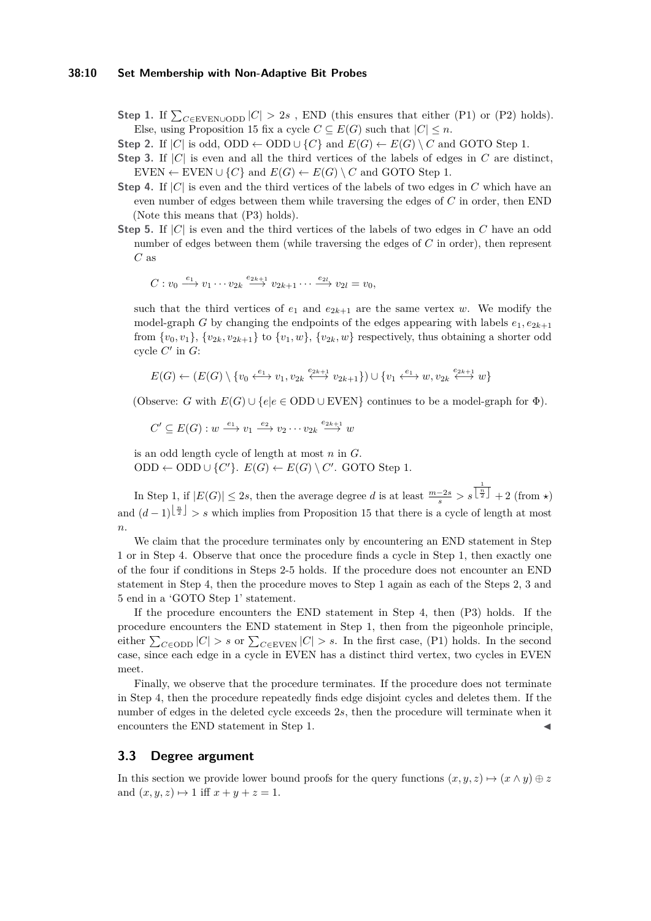**Step 1.** If $\sum_{C \in \text{EVEN} \cup \text{ODD}} |C| > 2s$ , END (this ensures that either (P1) or (P2) holds). Else, using Proposition 15 fix a cycle $C \subseteq E(G)$ such that $|C| \le n$.

**Step 2.** If $|C|$ is odd, $\text{ODD} \leftarrow \text{ODD} \cup \{C\}$ and $E(G) \leftarrow E(G) \setminus C$ and GOTO Step 1.

**Step 3.** If $|C|$ is even and all the third vertices of the labels of edges in $C$ are distinct, $\text{EVEN} \leftarrow \text{EVEN} \cup \{C\}$ and $E(G) \leftarrow E(G) \setminus C$ and GOTO Step 1.

**Step 4.** If $|C|$ is even and the third vertices of the labels of two edges in $C$ which have an even number of edges between them while traversing the edges of $C$ in order, then END (Note this means that (P3) holds).

**Step 5.** If $|C|$ is even and the third vertices of the labels of two edges in $C$ have an odd number of edges between them (while traversing the edges of $C$ in order), then represent $C$ as

$$C : v_0 \xrightarrow{e_1} v_1 \cdots v_{2k} \xrightarrow{e_{2k+1}} v_{2k+1} \cdots \xrightarrow{e_{2l}} v_{2l} = v_0,$$

such that the third vertices of $e_1$ and $e_{2k+1}$ are the same vertex $w$. We modify the model-graph $G$ by changing the endpoints of the edges appearing with labels $e_1, e_{2k+1}$ from $\{v_0, v_1\}$, $\{v_{2k}, v_{2k+1}\}$ to $\{v_1, w\}$, $\{v_{2k}, w\}$ respectively, thus obtaining a shorter odd cycle $C'$ in $G$:

$$E(G) \leftarrow (E(G) \setminus \{v_0 \xleftrightarrow{e_1} v_1, v_{2k} \xleftrightarrow{e_{2k+1}} v_{2k+1}\}) \cup \{v_1 \xleftrightarrow{e_1} w, v_{2k} \xleftrightarrow{e_{2k+1}} w\}$$

(Observe: $G$ with $E(G) \cup \{e | e \in \text{ODD} \cup \text{EVEN}\}$ continues to be a model-graph for $\Phi$).

$$C' \subseteq E(G) : w \xrightarrow{e_1} v_1 \xrightarrow{e_2} v_2 \cdots v_{2k} \xrightarrow{e_{2k+1}} w$$

is an odd length cycle of length at most $n$ in $G$.
$\text{ODD} \leftarrow \text{ODD} \cup \{C'\}$. $E(G) \leftarrow E(G) \setminus C'$. GOTO Step 1.

In Step 1, if $|E(G)| \le 2s$, then the average degree $d$ is at least $\frac{m-2s}{s} > s^{\frac{1}{\lfloor \frac{n}{2} \rfloor}} + 2$ (from $\star$) and $(d-1)^{\lfloor \frac{n}{2} \rfloor} > s$ which implies from Proposition 15 that there is a cycle of length at most $n$.

We claim that the procedure terminates only by encountering an END statement in Step 1 or in Step 4. Observe that once the procedure finds a cycle in Step 1, then exactly one of the four if conditions in Steps 2-5 holds. If the procedure does not encounter an END statement in Step 4, then the procedure moves to Step 1 again as each of the Steps 2, 3 and 5 end in a 'GOTO Step 1' statement.

If the procedure encounters the END statement in Step 4, then (P3) holds. If the procedure encounters the END statement in Step 1, then from the pigeonhole principle, either $\sum_{C \in \text{ODD}} |C| > s$ or $\sum_{C \in \text{EVEN}} |C| > s$. In the first case, (P1) holds. In the second case, since each edge in a cycle in EVEN has a distinct third vertex, two cycles in EVEN meet.

Finally, we observe that the procedure terminates. If the procedure does not terminate in Step 4, then the procedure repeatedly finds edge disjoint cycles and deletes them. If the number of edges in the deleted cycle exceeds $2s$, then the procedure will terminate when it encounters the END statement in Step 1. ◀

## 3.3 Degree argument

In this section we provide lower bound proofs for the query functions $(x, y, z) \mapsto (x \wedge y) \oplus z$ and $(x, y, z) \mapsto 1$ iff $x + y + z = 1$.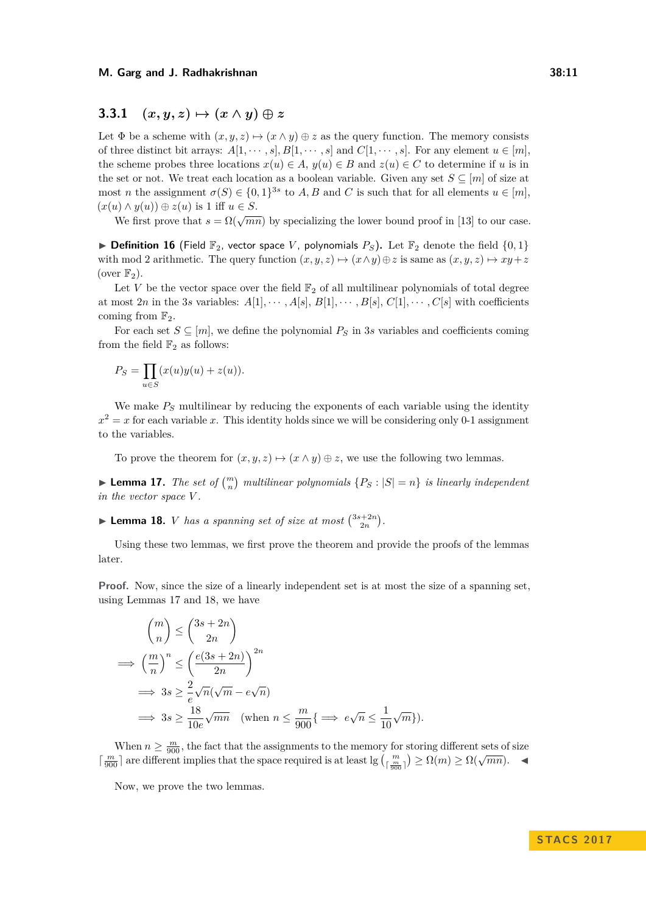### 3.3.1 $(x, y, z) \mapsto (x \wedge y) \oplus z$

Let $\Phi$ be a scheme with $(x, y, z) \mapsto (x \wedge y) \oplus z$ as the query function. The memory consists of three distinct bit arrays: $A[1, \cdots, s]$, $B[1, \cdots, s]$ and $C[1, \cdots, s]$. For any element $u \in [m]$, the scheme probes three locations $x(u) \in A$, $y(u) \in B$ and $z(u) \in C$ to determine if $u$ is in the set or not. We treat each location as a boolean variable. Given any set $S \subseteq [m]$ of size at most $n$ the assignment $\sigma(S) \in \{0,1\}^{3s}$ to $A, B$ and $C$ is such that for all elements $u \in [m]$, $(x(u) \wedge y(u)) \oplus z(u)$ is 1 iff $u \in S$.

We first prove that $s = \Omega(\sqrt{mn})$ by specializing the lower bound proof in [13] to our case.

▶ **Definition 16** (Field $\mathbb{F}_2$, vector space $V$, polynomials $P_S$). Let $\mathbb{F}_2$ denote the field $\{0,1\}$ with mod 2 arithmetic. The query function $(x, y, z) \mapsto (x \wedge y) \oplus z$ is same as $(x, y, z) \mapsto xy + z$ (over $\mathbb{F}_2$).

Let $V$ be the vector space over the field $\mathbb{F}_2$ of all multilinear polynomials of total degree at most $2n$ in the $3s$ variables: $A[1], \cdots, A[s]$, $B[1], \cdots, B[s]$, $C[1], \cdots, C[s]$ with coefficients coming from $\mathbb{F}_2$.

For each set $S \subseteq [m]$, we define the polynomial $P_S$ in $3s$ variables and coefficients coming from the field $\mathbb{F}_2$ as follows:

$$P_S = \prod_{u \in S} (x(u)y(u) + z(u)).$$

We make $P_S$ multilinear by reducing the exponents of each variable using the identity $x^2 = x$ for each variable $x$. This identity holds since we will be considering only 0-1 assignment to the variables.

To prove the theorem for $(x, y, z) \mapsto (x \wedge y) \oplus z$, we use the following two lemmas.

▶ **Lemma 17.** *The set of $\binom{m}{n}$ multilinear polynomials $\{P_S : |S| = n\}$ is linearly independent in the vector space $V$.*

▶ **Lemma 18.** *$V$ has a spanning set of size at most $\binom{3s+2n}{2n}$.*

Using these two lemmas, we first prove the theorem and provide the proofs of the lemmas later.

**Proof.** Now, since the size of a linearly independent set is at most the size of a spanning set, using Lemmas 17 and 18, we have

$$\begin{aligned}
&\binom{m}{n} \leq \binom{3s+2n}{2n} \\
\implies &\left(\frac{m}{n}\right)^n \leq \left(\frac{e(3s+2n)}{2n}\right)^{2n} \\
&\implies 3s \geq \frac{2}{e}\sqrt{n}(\sqrt{m} - e\sqrt{n}) \\
&\implies 3s \geq \frac{18}{10e}\sqrt{mn} \quad \left(\text{when } n \leq \frac{m}{900} \{ \implies e\sqrt{n} \leq \frac{1}{10}\sqrt{m}\}\right).
\end{aligned}$$

When $n \geq \frac{m}{900}$, the fact that the assignments to the memory for storing different sets of size $\lceil \frac{m}{900} \rceil$ are different implies that the space required is at least $\lg \binom{m}{\lceil \frac{m}{900} \rceil} \geq \Omega(m) \geq \Omega(\sqrt{mn})$. ◀

Now, we prove the two lemmas.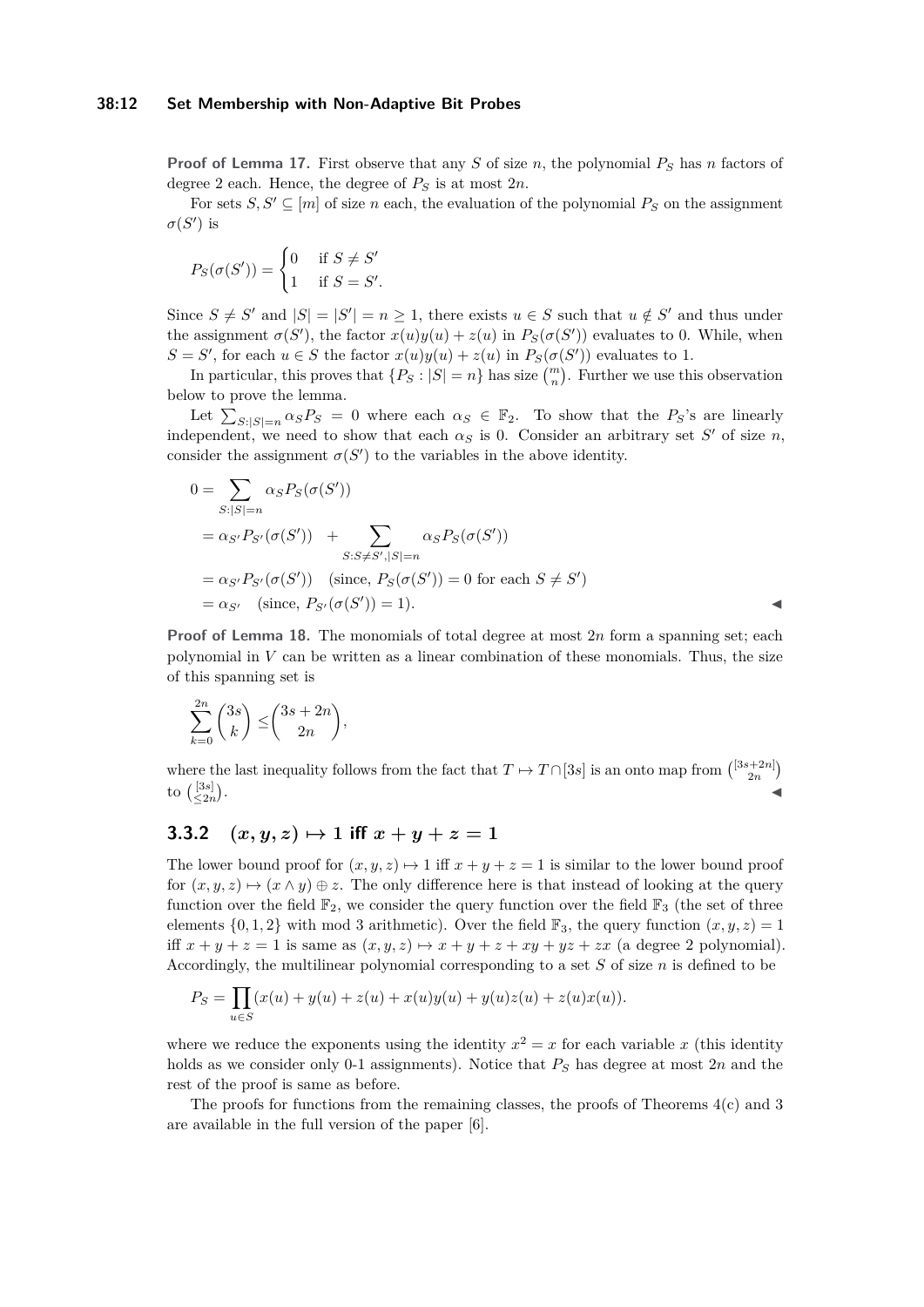**Proof of Lemma 17.** First observe that any $S$ of size $n$, the polynomial $P_S$ has $n$ factors of degree 2 each. Hence, the degree of $P_S$ is at most $2n$.

For sets $S, S' \subseteq [m]$ of size $n$ each, the evaluation of the polynomial $P_S$ on the assignment $\sigma(S')$ is

$$P_S(\sigma(S')) = \begin{cases} 0 & \text{if } S \neq S' \\ 1 & \text{if } S = S'. \end{cases}$$

Since $S \neq S'$ and $|S| = |S'| = n \geq 1$, there exists $u \in S$ such that $u \notin S'$ and thus under the assignment $\sigma(S')$, the factor $x(u)y(u) + z(u)$ in $P_S(\sigma(S'))$ evaluates to 0. While, when $S = S'$, for each $u \in S$ the factor $x(u)y(u) + z(u)$ in $P_S(\sigma(S'))$ evaluates to 1.

In particular, this proves that $\{P_S : |S| = n\}$ has size $\binom{m}{n}$. Further we use this observation below to prove the lemma.

Let $\sum_{S:|S|=n} \alpha_S P_S = 0$ where each $\alpha_S \in \mathbb{F}_2$. To show that the $P_S$'s are linearly independent, we need to show that each $\alpha_S$ is 0. Consider an arbitrary set $S'$ of size $n$, consider the assignment $\sigma(S')$ to the variables in the above identity.

$$\begin{aligned}
0 &= \sum_{S:|S|=n} \alpha_S P_S(\sigma(S')) \\
&= \alpha_{S'} P_{S'}(\sigma(S')) \quad + \sum_{S:S \neq S', |S|=n} \alpha_S P_S(\sigma(S')) \\
&= \alpha_{S'} P_{S'}(\sigma(S')) \quad (\text{since, } P_S(\sigma(S')) = 0 \text{ for each } S \neq S') \\
&= \alpha_{S'} \quad (\text{since, } P_{S'}(\sigma(S')) = 1).
\end{aligned}$$

◀

**Proof of Lemma 18.** The monomials of total degree at most $2n$ form a spanning set; each polynomial in $V$ can be written as a linear combination of these monomials. Thus, the size of this spanning set is

$$\sum_{k=0}^{2n} \binom{3s}{k} \leq \binom{3s + 2n}{2n},$$

where the last inequality follows from the fact that $T \mapsto T \cap [3s]$ is an onto map from $\binom{[3s+2n]}{2n}$ to $\binom{[3s]}{\leq 2n}$. ◀

### 3.3.2 $(x, y, z) \mapsto 1$ iff $x + y + z = 1$

The lower bound proof for $(x, y, z) \mapsto 1$ iff $x + y + z = 1$ is similar to the lower bound proof for $(x, y, z) \mapsto (x \wedge y) \oplus z$. The only difference here is that instead of looking at the query function over the field $\mathbb{F}_2$, we consider the query function over the field $\mathbb{F}_3$ (the set of three elements $\{0, 1, 2\}$ with mod 3 arithmetic). Over the field $\mathbb{F}_3$, the query function $(x, y, z) = 1$ iff $x + y + z = 1$ is same as $(x, y, z) \mapsto x + y + z + xy + yz + zx$ (a degree 2 polynomial). Accordingly, the multilinear polynomial corresponding to a set $S$ of size $n$ is defined to be

$$P_S = \prod_{u \in S} (x(u) + y(u) + z(u) + x(u)y(u) + y(u)z(u) + z(u)x(u)).$$

where we reduce the exponents using the identity $x^2 = x$ for each variable $x$ (this identity holds as we consider only 0-1 assignments). Notice that $P_S$ has degree at most $2n$ and the rest of the proof is same as before.

The proofs for functions from the remaining classes, the proofs of Theorems 4(c) and 3 are available in the full version of the paper [6].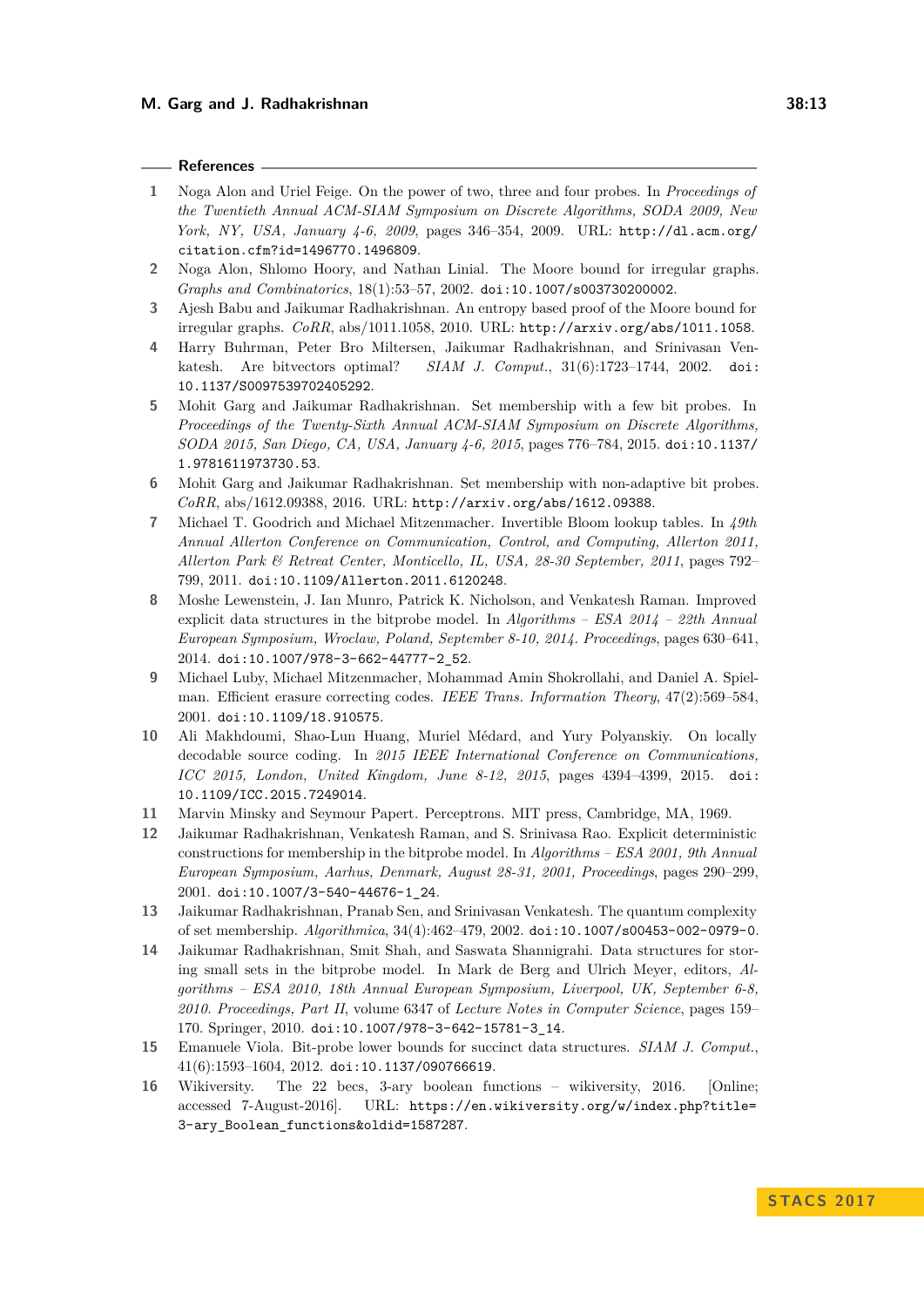## References

1. Noga Alon and Uriel Feige. On the power of two, three and four probes. In *Proceedings of the Twentieth Annual ACM-SIAM Symposium on Discrete Algorithms, SODA 2009, New York, NY, USA, January 4-6, 2009*, pages 346–354, 2009. URL: http://dl.acm.org/citation.cfm?id=1496770.1496809.
2. Noga Alon, Shlomo Hoory, and Nathan Linial. The Moore bound for irregular graphs. *Graphs and Combinatorics*, 18(1):53–57, 2002. doi:10.1007/s003730200002.
3. Ajesh Babu and Jaikumar Radhakrishnan. An entropy based proof of the Moore bound for irregular graphs. *CoRR*, abs/1011.1058, 2010. URL: http://arxiv.org/abs/1011.1058.
4. Harry Buhrman, Peter Bro Miltersen, Jaikumar Radhakrishnan, and Srinivasan Venkatesh. Are bitvectors optimal? *SIAM J. Comput.*, 31(6):1723–1744, 2002. doi:10.1137/S0097539702405292.
5. Mohit Garg and Jaikumar Radhakrishnan. Set membership with a few bit probes. In *Proceedings of the Twenty-Sixth Annual ACM-SIAM Symposium on Discrete Algorithms, SODA 2015, San Diego, CA, USA, January 4-6, 2015*, pages 776–784, 2015. doi:10.1137/1.9781611973730.53.
6. Mohit Garg and Jaikumar Radhakrishnan. Set membership with non-adaptive bit probes. *CoRR*, abs/1612.09388, 2016. URL: http://arxiv.org/abs/1612.09388.
7. Michael T. Goodrich and Michael Mitzenmacher. Invertible Bloom lookup tables. In *49th Annual Allerton Conference on Communication, Control, and Computing, Allerton 2011, Allerton Park & Retreat Center, Monticello, IL, USA, 28-30 September, 2011*, pages 792–799, 2011. doi:10.1109/Allerton.2011.6120248.
8. Moshe Lewenstein, J. Ian Munro, Patrick K. Nicholson, and Venkatesh Raman. Improved explicit data structures in the bitprobe model. In *Algorithms – ESA 2014 – 22th Annual European Symposium, Wroclaw, Poland, September 8-10, 2014. Proceedings*, pages 630–641, 2014. doi:10.1007/978-3-662-44777-2_52.
9. Michael Luby, Michael Mitzenmacher, Mohammad Amin Shokrollahi, and Daniel A. Spielman. Efficient erasure correcting codes. *IEEE Trans. Information Theory*, 47(2):569–584, 2001. doi:10.1109/18.910575.
10. Ali Makhdoumi, Shao-Lun Huang, Muriel Médard, and Yury Polyanskiy. On locally decodable source coding. In *2015 IEEE International Conference on Communications, ICC 2015, London, United Kingdom, June 8-12, 2015*, pages 4394–4399, 2015. doi:10.1109/ICC.2015.7249014.
11. Marvin Minsky and Seymour Papert. Perceptrons. MIT press, Cambridge, MA, 1969.
12. Jaikumar Radhakrishnan, Venkatesh Raman, and S. Srinivasa Rao. Explicit deterministic constructions for membership in the bitprobe model. In *Algorithms – ESA 2001, 9th Annual European Symposium, Aarhus, Denmark, August 28-31, 2001, Proceedings*, pages 290–299, 2001. doi:10.1007/3-540-44676-1_24.
13. Jaikumar Radhakrishnan, Pranab Sen, and Srinivasan Venkatesh. The quantum complexity of set membership. *Algorithmica*, 34(4):462–479, 2002. doi:10.1007/s00453-002-0979-0.
14. Jaikumar Radhakrishnan, Smit Shah, and Saswata Shannigrahi. Data structures for storing small sets in the bitprobe model. In Mark de Berg and Ulrich Meyer, editors, *Algorithms – ESA 2010, 18th Annual European Symposium, Liverpool, UK, September 6-8, 2010. Proceedings, Part II*, volume 6347 of *Lecture Notes in Computer Science*, pages 159–170. Springer, 2010. doi:10.1007/978-3-642-15781-3_14.
15. Emanuele Viola. Bit-probe lower bounds for succinct data structures. *SIAM J. Comput.*, 41(6):1593–1604, 2012. doi:10.1137/090766619.
16. Wikiversity. The 22 becs, 3-ary boolean functions – wikiversity, 2016. [Online; accessed 7-August-2016]. URL: https://en.wikiversity.org/w/index.php?title=3-ary_Boolean_functions&oldid=1587287.